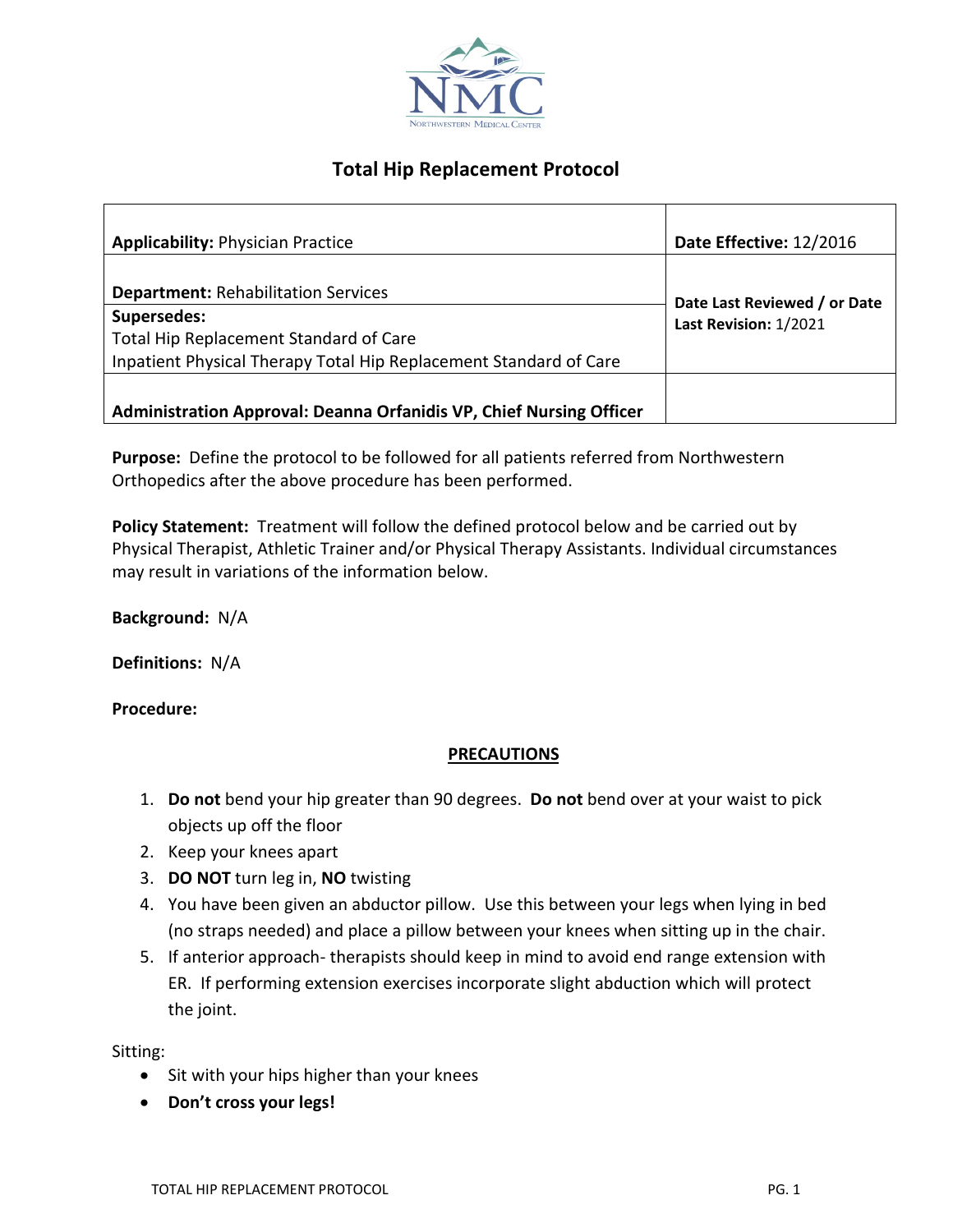NMC
NORTHWESTERN MEDICAL CENTER

# Total Hip Replacement Protocol

| **Applicability:** Physician Practice | **Date Effective:** 12/2016 |
|---|---|
| **Department:** Rehabilitation Services | **Date Last Reviewed / or Date Last Revision:** 1/2021 |
| **Supersedes:** Total Hip Replacement Standard of Care; Inpatient Physical Therapy Total Hip Replacement Standard of Care | |
| **Administration Approval: Deanna Orfanidis VP, Chief Nursing Officer** | |

**Purpose:** Define the protocol to be followed for all patients referred from Northwestern Orthopedics after the above procedure has been performed.

**Policy Statement:** Treatment will follow the defined protocol below and be carried out by Physical Therapist, Athletic Trainer and/or Physical Therapy Assistants. Individual circumstances may result in variations of the information below.

**Background:** N/A

**Definitions:** N/A

**Procedure:**

## PRECAUTIONS

1. **Do not** bend your hip greater than 90 degrees. **Do not** bend over at your waist to pick objects up off the floor
2. Keep your knees apart
3. **DO NOT** turn leg in, **NO** twisting
4. You have been given an abductor pillow. Use this between your legs when lying in bed (no straps needed) and place a pillow between your knees when sitting up in the chair.
5. If anterior approach- therapists should keep in mind to avoid end range extension with ER. If performing extension exercises incorporate slight abduction which will protect the joint.

Sitting:

- Sit with your hips higher than your knees
- **Don't cross your legs!**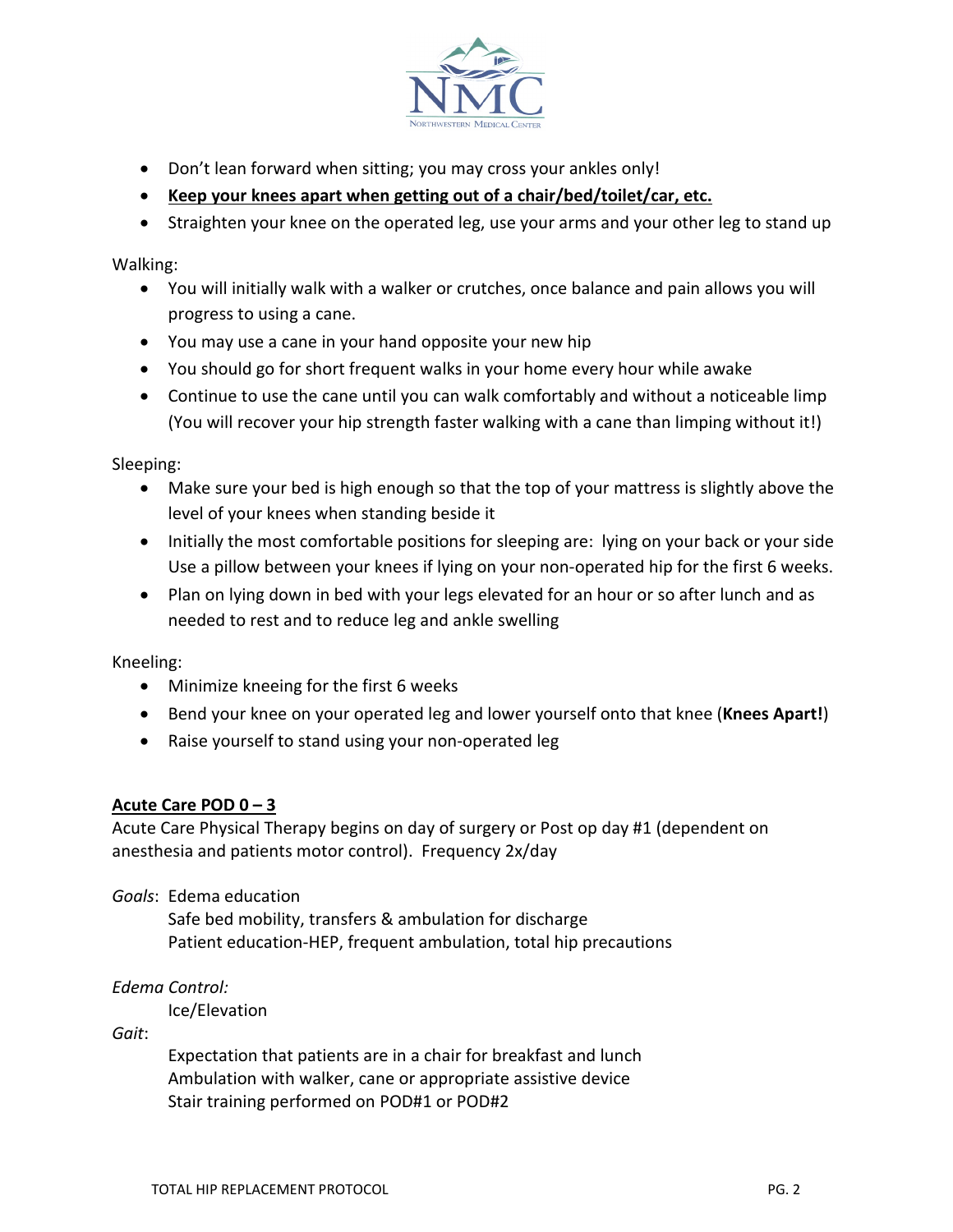- Don't lean forward when sitting; you may cross your ankles only!
- **<u>Keep your knees apart when getting out of a chair/bed/toilet/car, etc.</u>**
- Straighten your knee on the operated leg, use your arms and your other leg to stand up

Walking:

- You will initially walk with a walker or crutches, once balance and pain allows you will progress to using a cane.
- You may use a cane in your hand opposite your new hip
- You should go for short frequent walks in your home every hour while awake
- Continue to use the cane until you can walk comfortably and without a noticeable limp (You will recover your hip strength faster walking with a cane than limping without it!)

Sleeping:

- Make sure your bed is high enough so that the top of your mattress is slightly above the level of your knees when standing beside it
- Initially the most comfortable positions for sleeping are: lying on your back or your side Use a pillow between your knees if lying on your non-operated hip for the first 6 weeks.
- Plan on lying down in bed with your legs elevated for an hour or so after lunch and as needed to rest and to reduce leg and ankle swelling

Kneeling:

- Minimize kneeing for the first 6 weeks
- Bend your knee on your operated leg and lower yourself onto that knee (**Knees Apart!**)
- Raise yourself to stand using your non-operated leg

**<u>Acute Care POD 0 – 3</u>**

Acute Care Physical Therapy begins on day of surgery or Post op day #1 (dependent on anesthesia and patients motor control). Frequency 2x/day

*Goals*: Edema education
Safe bed mobility, transfers & ambulation for discharge
Patient education-HEP, frequent ambulation, total hip precautions

*Edema Control:*
Ice/Elevation

*Gait*:
Expectation that patients are in a chair for breakfast and lunch
Ambulation with walker, cane or appropriate assistive device
Stair training performed on POD#1 or POD#2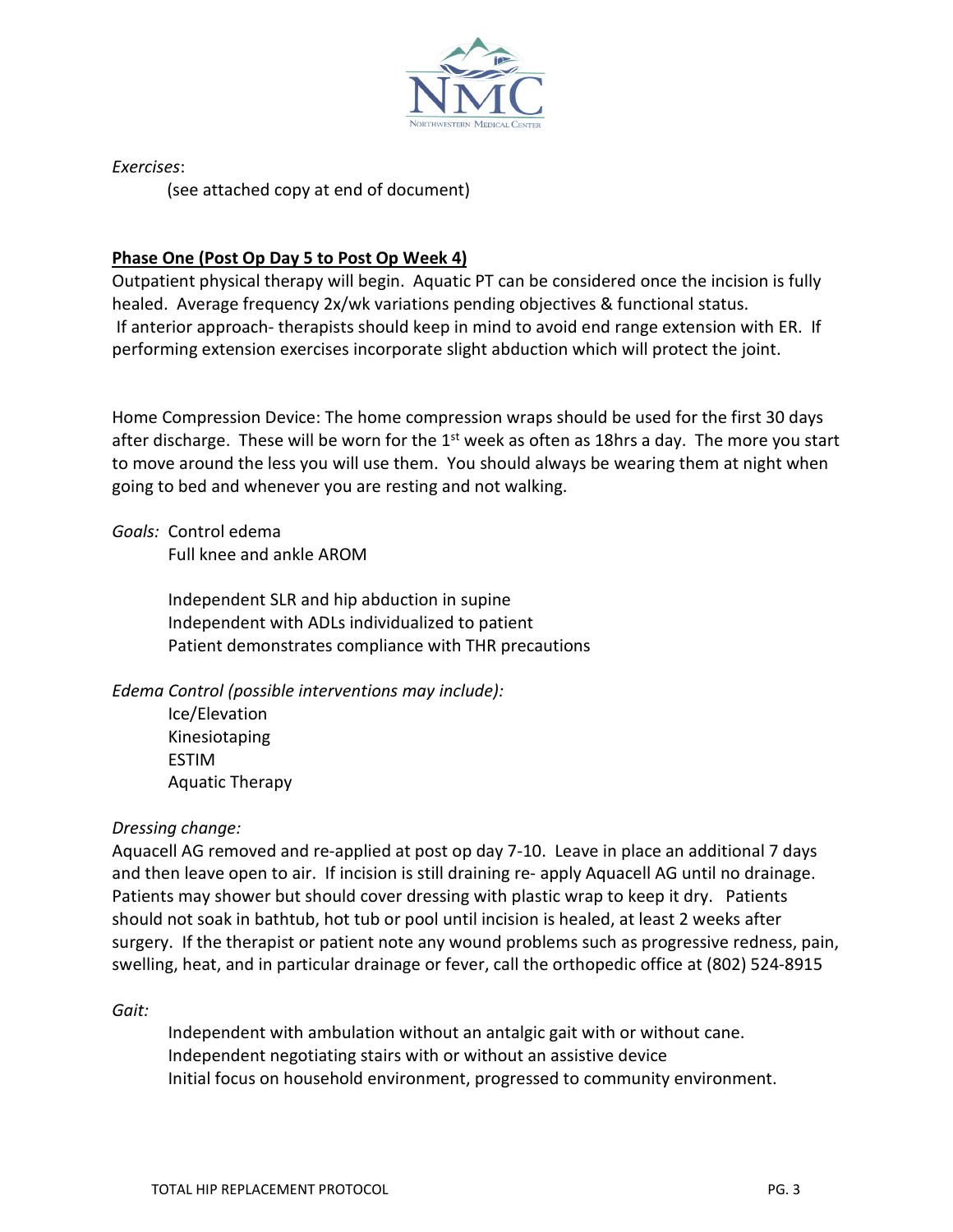*Exercises*:

(see attached copy at end of document)

**Phase One (Post Op Day 5 to Post Op Week 4)**

Outpatient physical therapy will begin. Aquatic PT can be considered once the incision is fully healed. Average frequency 2x/wk variations pending objectives & functional status.

If anterior approach- therapists should keep in mind to avoid end range extension with ER. If performing extension exercises incorporate slight abduction which will protect the joint.

Home Compression Device: The home compression wraps should be used for the first 30 days after discharge. These will be worn for the 1st week as often as 18hrs a day. The more you start to move around the less you will use them. You should always be wearing them at night when going to bed and whenever you are resting and not walking.

*Goals:* Control edema

Full knee and ankle AROM

Independent SLR and hip abduction in supine

Independent with ADLs individualized to patient

Patient demonstrates compliance with THR precautions

*Edema Control (possible interventions may include):*

Ice/Elevation

Kinesiotaping

ESTIM

Aquatic Therapy

*Dressing change:*

Aquacell AG removed and re-applied at post op day 7-10. Leave in place an additional 7 days and then leave open to air. If incision is still draining re- apply Aquacell AG until no drainage. Patients may shower but should cover dressing with plastic wrap to keep it dry. Patients should not soak in bathtub, hot tub or pool until incision is healed, at least 2 weeks after surgery. If the therapist or patient note any wound problems such as progressive redness, pain, swelling, heat, and in particular drainage or fever, call the orthopedic office at (802) 524-8915

*Gait:*

Independent with ambulation without an antalgic gait with or without cane.

Independent negotiating stairs with or without an assistive device

Initial focus on household environment, progressed to community environment.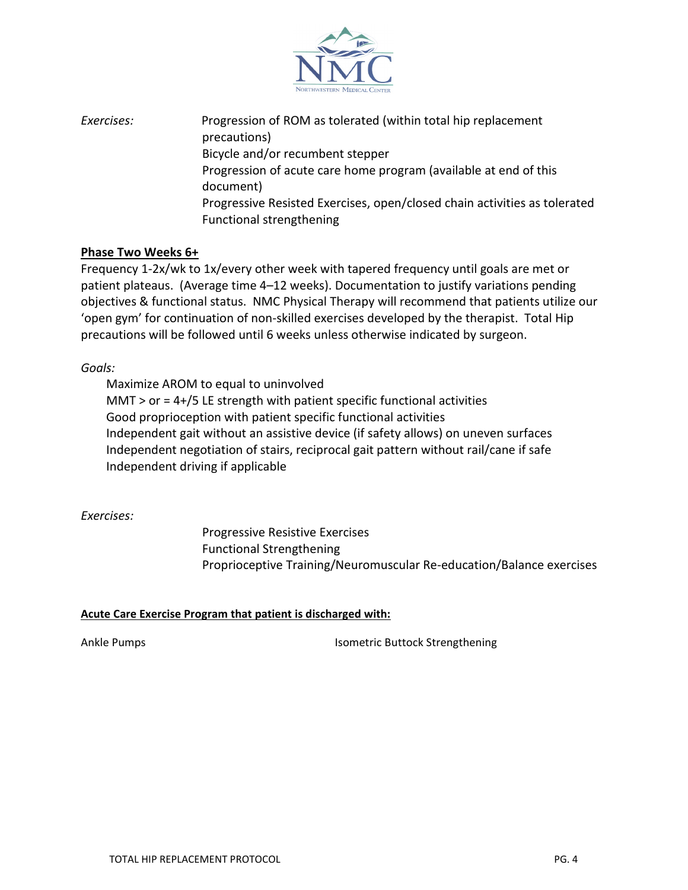*Exercises:*

Progression of ROM as tolerated (within total hip replacement precautions)
Bicycle and/or recumbent stepper
Progression of acute care home program (available at end of this document)
Progressive Resisted Exercises, open/closed chain activities as tolerated
Functional strengthening

**Phase Two Weeks 6+**

Frequency 1-2x/wk to 1x/every other week with tapered frequency until goals are met or patient plateaus. (Average time 4–12 weeks). Documentation to justify variations pending objectives & functional status. NMC Physical Therapy will recommend that patients utilize our 'open gym' for continuation of non-skilled exercises developed by the therapist. Total Hip precautions will be followed until 6 weeks unless otherwise indicated by surgeon.

*Goals:*

Maximize AROM to equal to uninvolved
MMT > or = 4+/5 LE strength with patient specific functional activities
Good proprioception with patient specific functional activities
Independent gait without an assistive device (if safety allows) on uneven surfaces
Independent negotiation of stairs, reciprocal gait pattern without rail/cane if safe
Independent driving if applicable

*Exercises:*

Progressive Resistive Exercises
Functional Strengthening
Proprioceptive Training/Neuromuscular Re-education/Balance exercises

**Acute Care Exercise Program that patient is discharged with:**

Ankle Pumps

Isometric Buttock Strengthening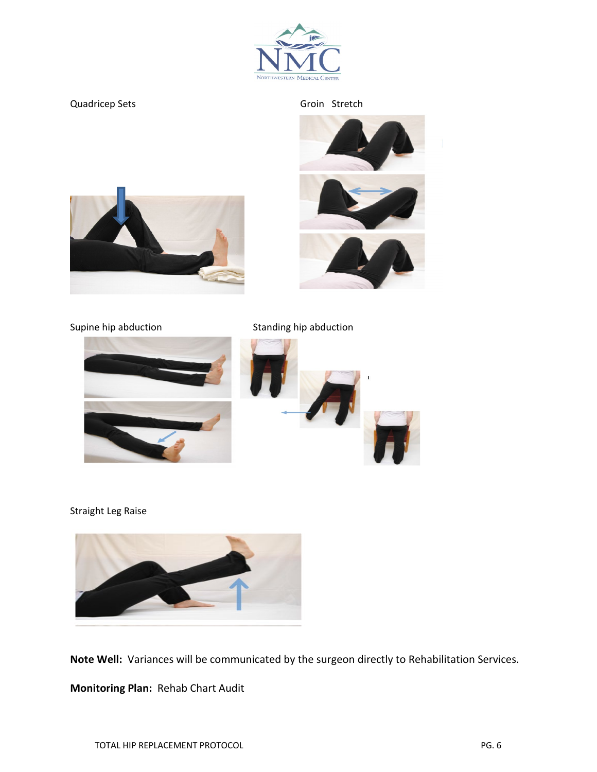Quadricep Sets

Groin Stretch

Supine hip abduction

Standing hip abduction

Straight Leg Raise

**Note Well:** Variances will be communicated by the surgeon directly to Rehabilitation Services.

**Monitoring Plan:** Rehab Chart Audit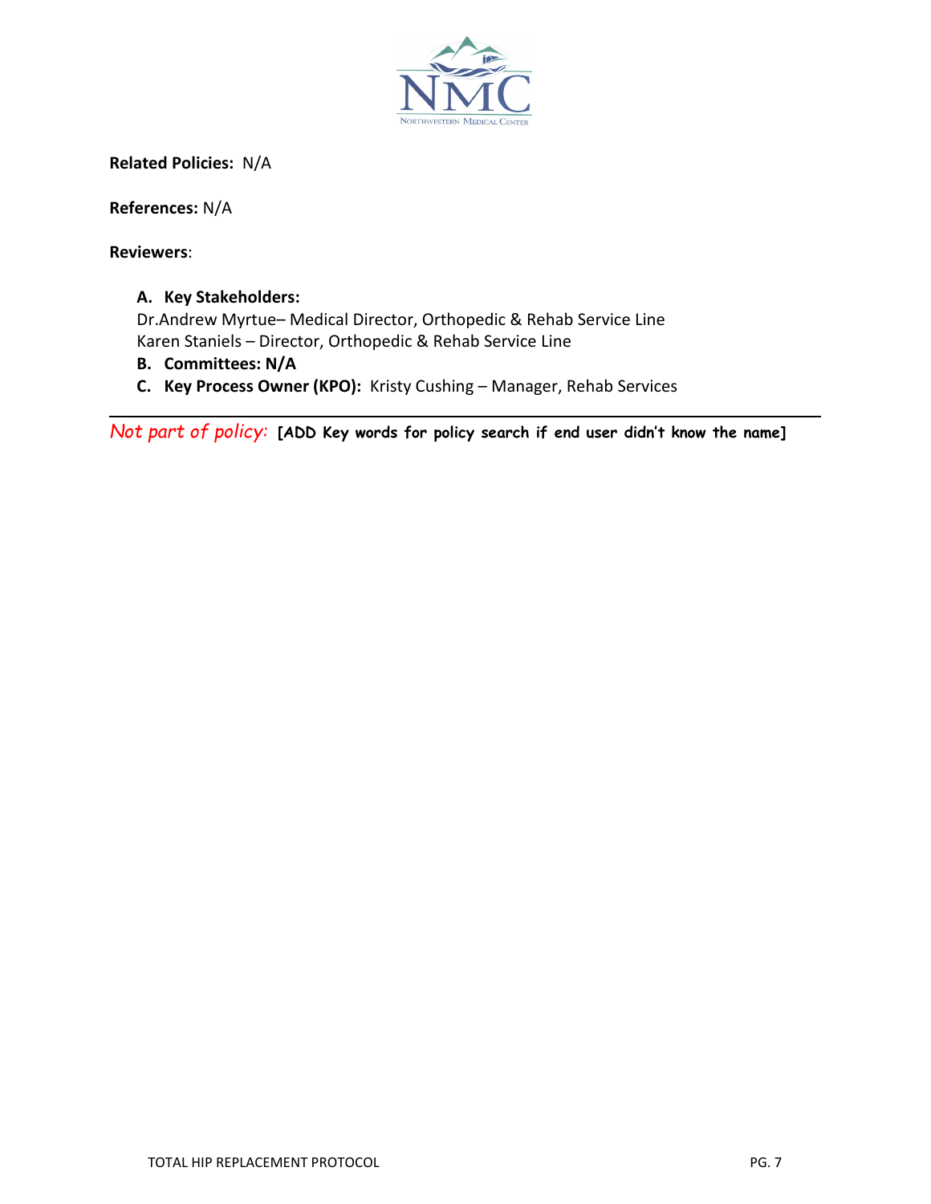**Related Policies:** N/A

**References:** N/A

**Reviewers**:

**A. Key Stakeholders:**
Dr.Andrew Myrtue– Medical Director, Orthopedic & Rehab Service Line
Karen Staniels – Director, Orthopedic & Rehab Service Line

**B. Committees: N/A**

**C. Key Process Owner (KPO):** Kristy Cushing – Manager, Rehab Services

---

*Not part of policy:* **[ADD Key words for policy search if end user didn't know the name]**